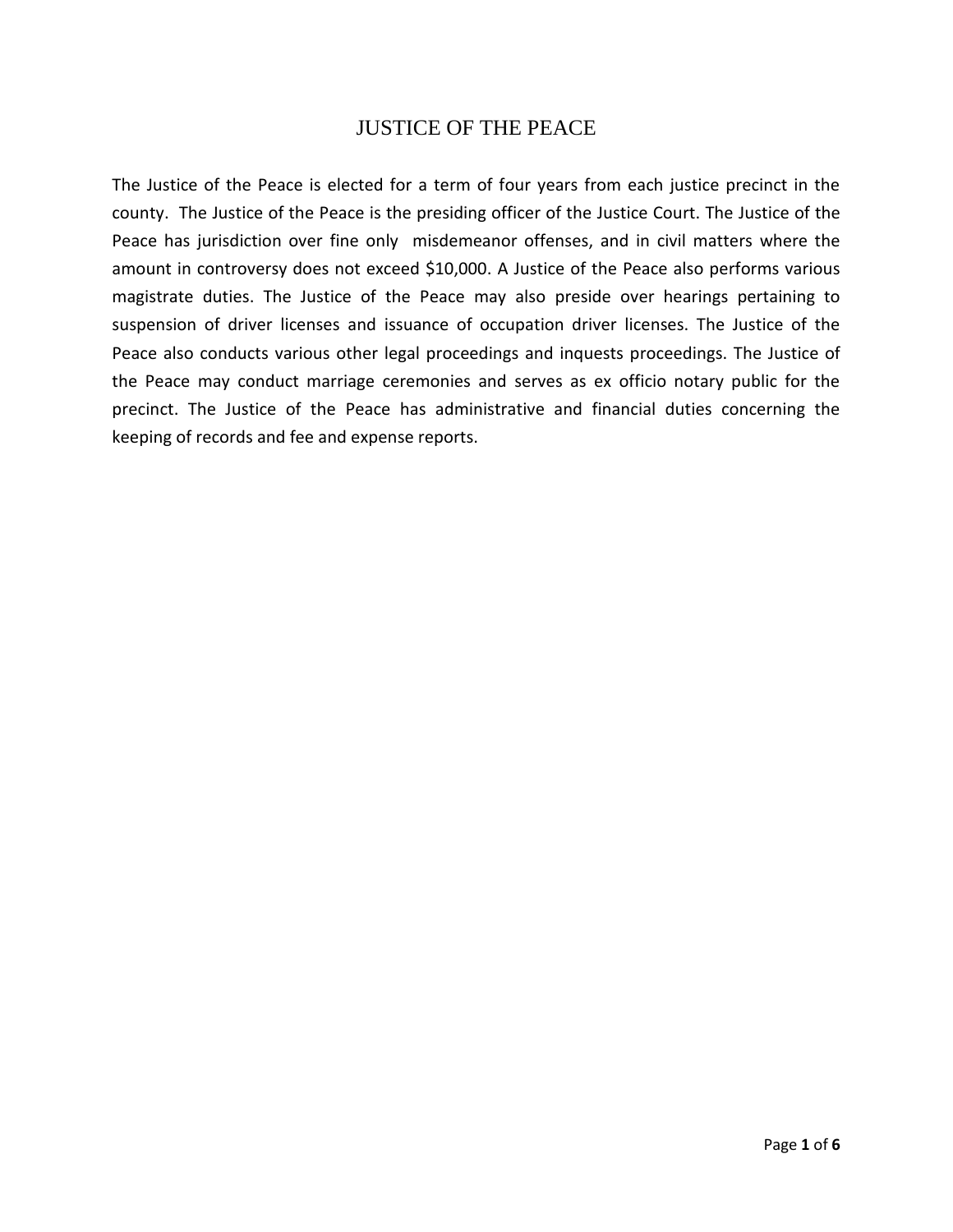# JUSTICE OF THE PEACE

The Justice of the Peace is elected for a term of four years from each justice precinct in the county. The Justice of the Peace is the presiding officer of the Justice Court. The Justice of the Peace has jurisdiction over fine only misdemeanor offenses, and in civil matters where the amount in controversy does not exceed $10,000. A Justice of the Peace also performs various magistrate duties. The Justice of the Peace may also preside over hearings pertaining to suspension of driver licenses and issuance of occupation driver licenses. The Justice of the Peace also conducts various other legal proceedings and inquests proceedings. The Justice of the Peace may conduct marriage ceremonies and serves as ex officio notary public for the precinct. The Justice of the Peace has administrative and financial duties concerning the keeping of records and fee and expense reports.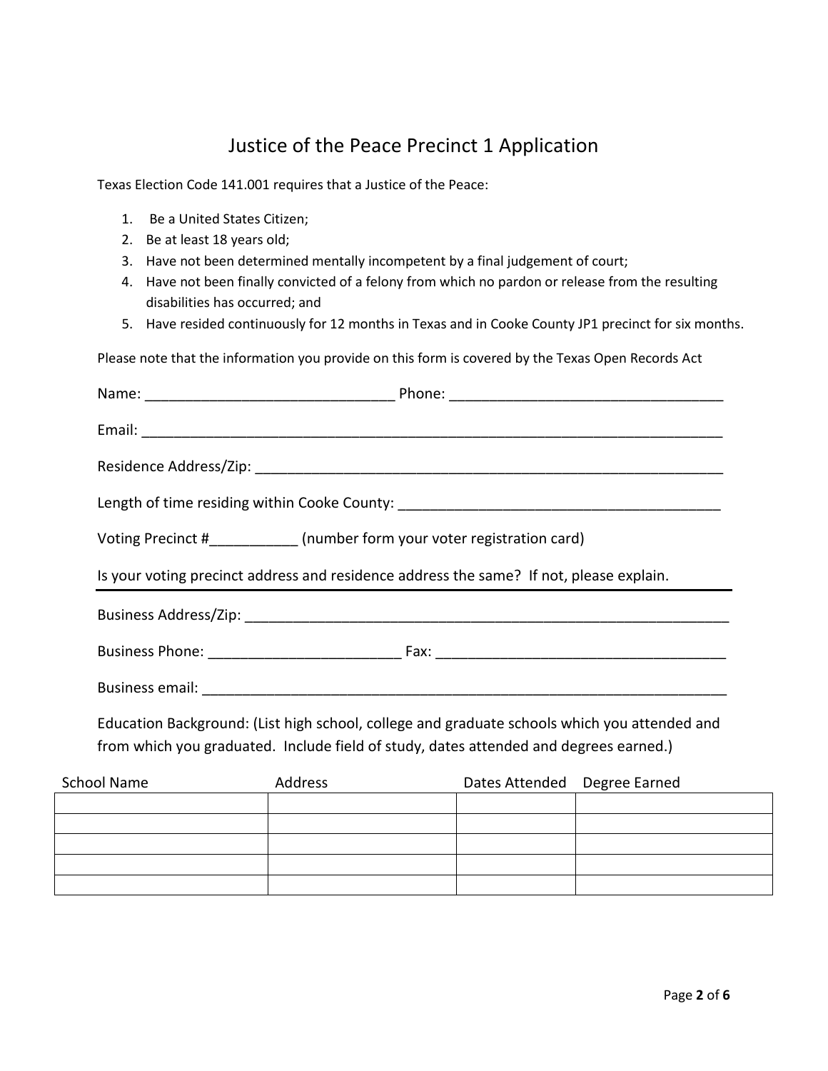# Justice of the Peace Precinct 1 Application

Texas Election Code 141.001 requires that a Justice of the Peace:

1. Be a United States Citizen;
2. Be at least 18 years old;
3. Have not been determined mentally incompetent by a final judgement of court;
4. Have not been finally convicted of a felony from which no pardon or release from the resulting disabilities has occurred; and
5. Have resided continuously for 12 months in Texas and in Cooke County JP1 precinct for six months.

Please note that the information you provide on this form is covered by the Texas Open Records Act

Name: _______________________________ Phone: __________________________________

Email: ___________________________________________________________________________

Residence Address/Zip: ____________________________________________________________

Length of time residing within Cooke County: ________________________________________

Voting Precinct #___________ (number form your voter registration card)

Is your voting precinct address and residence address the same? If not, please explain.

___________________________________________________________________________

Business Address/Zip: ______________________________________________________________

Business Phone: ________________________ Fax: ____________________________________

Business email: ____________________________________________________________________

Education Background: (List high school, college and graduate schools which you attended and from which you graduated. Include field of study, dates attended and degrees earned.)

| School Name | Address | Dates Attended | Degree Earned |
|---|---|---|---|
| | | | |
| | | | |
| | | | |
| | | | |
| | | | |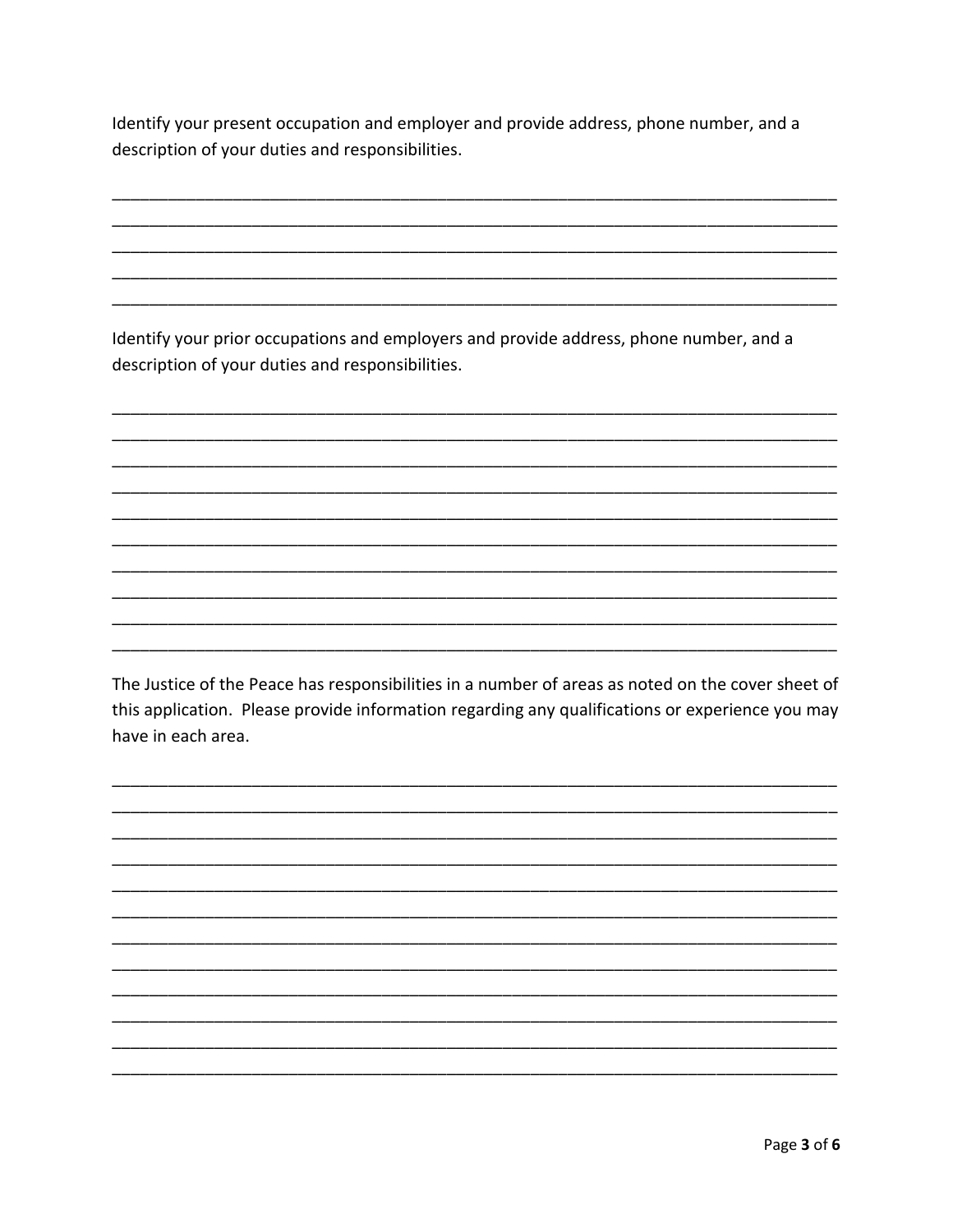Identify your present occupation and employer and provide address, phone number, and a description of your duties and responsibilities.

______________________________________________________________________________
______________________________________________________________________________
______________________________________________________________________________
______________________________________________________________________________
______________________________________________________________________________

Identify your prior occupations and employers and provide address, phone number, and a description of your duties and responsibilities.

______________________________________________________________________________
______________________________________________________________________________
______________________________________________________________________________
______________________________________________________________________________
______________________________________________________________________________
______________________________________________________________________________
______________________________________________________________________________
______________________________________________________________________________
______________________________________________________________________________
______________________________________________________________________________

The Justice of the Peace has responsibilities in a number of areas as noted on the cover sheet of this application. Please provide information regarding any qualifications or experience you may have in each area.

______________________________________________________________________________
______________________________________________________________________________
______________________________________________________________________________
______________________________________________________________________________
______________________________________________________________________________
______________________________________________________________________________
______________________________________________________________________________
______________________________________________________________________________
______________________________________________________________________________
______________________________________________________________________________
______________________________________________________________________________
______________________________________________________________________________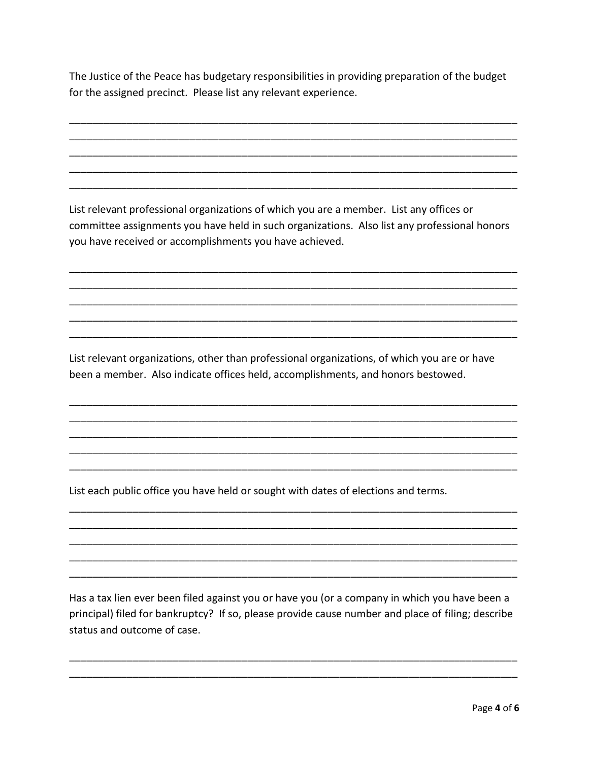The Justice of the Peace has budgetary responsibilities in providing preparation of the budget for the assigned precinct. Please list any relevant experience.

______________________________________________________________________________
______________________________________________________________________________
______________________________________________________________________________
______________________________________________________________________________
______________________________________________________________________________

List relevant professional organizations of which you are a member. List any offices or committee assignments you have held in such organizations. Also list any professional honors you have received or accomplishments you have achieved.

______________________________________________________________________________
______________________________________________________________________________
______________________________________________________________________________
______________________________________________________________________________
______________________________________________________________________________

List relevant organizations, other than professional organizations, of which you are or have been a member. Also indicate offices held, accomplishments, and honors bestowed.

______________________________________________________________________________
______________________________________________________________________________
______________________________________________________________________________
______________________________________________________________________________
______________________________________________________________________________

List each public office you have held or sought with dates of elections and terms.

______________________________________________________________________________
______________________________________________________________________________
______________________________________________________________________________
______________________________________________________________________________
______________________________________________________________________________

Has a tax lien ever been filed against you or have you (or a company in which you have been a principal) filed for bankruptcy? If so, please provide cause number and place of filing; describe status and outcome of case.

______________________________________________________________________________
______________________________________________________________________________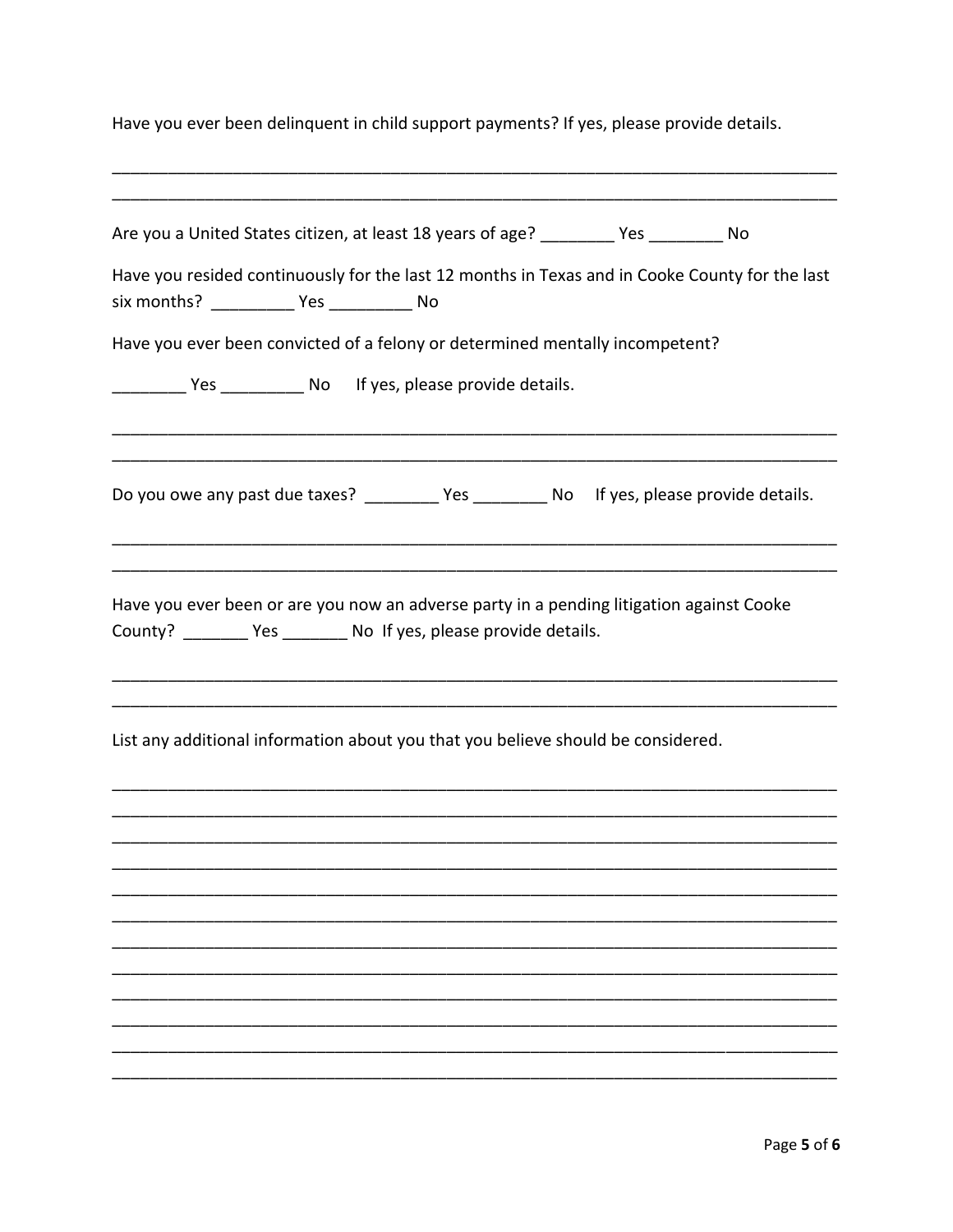Have you ever been delinquent in child support payments? If yes, please provide details.

\_\_\_\_\_\_\_\_\_\_\_\_\_\_\_\_\_\_\_\_\_\_\_\_\_\_\_\_\_\_\_\_\_\_\_\_\_\_\_\_\_\_\_\_\_\_\_\_\_\_\_\_\_\_\_\_\_\_\_\_\_\_\_\_\_\_\_\_\_\_\_\_\_\_\_\_\_\_

\_\_\_\_\_\_\_\_\_\_\_\_\_\_\_\_\_\_\_\_\_\_\_\_\_\_\_\_\_\_\_\_\_\_\_\_\_\_\_\_\_\_\_\_\_\_\_\_\_\_\_\_\_\_\_\_\_\_\_\_\_\_\_\_\_\_\_\_\_\_\_\_\_\_\_\_\_\_

Are you a United States citizen, at least 18 years of age? \_\_\_\_\_\_\_\_ Yes \_\_\_\_\_\_\_\_ No

Have you resided continuously for the last 12 months in Texas and in Cooke County for the last six months? \_\_\_\_\_\_\_\_\_ Yes \_\_\_\_\_\_\_\_\_ No

Have you ever been convicted of a felony or determined mentally incompetent?

\_\_\_\_\_\_\_\_ Yes \_\_\_\_\_\_\_\_\_ No If yes, please provide details.

\_\_\_\_\_\_\_\_\_\_\_\_\_\_\_\_\_\_\_\_\_\_\_\_\_\_\_\_\_\_\_\_\_\_\_\_\_\_\_\_\_\_\_\_\_\_\_\_\_\_\_\_\_\_\_\_\_\_\_\_\_\_\_\_\_\_\_\_\_\_\_\_\_\_\_\_\_\_

\_\_\_\_\_\_\_\_\_\_\_\_\_\_\_\_\_\_\_\_\_\_\_\_\_\_\_\_\_\_\_\_\_\_\_\_\_\_\_\_\_\_\_\_\_\_\_\_\_\_\_\_\_\_\_\_\_\_\_\_\_\_\_\_\_\_\_\_\_\_\_\_\_\_\_\_\_\_

Do you owe any past due taxes? \_\_\_\_\_\_\_\_ Yes \_\_\_\_\_\_\_\_ No If yes, please provide details.

\_\_\_\_\_\_\_\_\_\_\_\_\_\_\_\_\_\_\_\_\_\_\_\_\_\_\_\_\_\_\_\_\_\_\_\_\_\_\_\_\_\_\_\_\_\_\_\_\_\_\_\_\_\_\_\_\_\_\_\_\_\_\_\_\_\_\_\_\_\_\_\_\_\_\_\_\_\_

\_\_\_\_\_\_\_\_\_\_\_\_\_\_\_\_\_\_\_\_\_\_\_\_\_\_\_\_\_\_\_\_\_\_\_\_\_\_\_\_\_\_\_\_\_\_\_\_\_\_\_\_\_\_\_\_\_\_\_\_\_\_\_\_\_\_\_\_\_\_\_\_\_\_\_\_\_\_

Have you ever been or are you now an adverse party in a pending litigation against Cooke County? \_\_\_\_\_\_\_ Yes \_\_\_\_\_\_\_ No If yes, please provide details.

\_\_\_\_\_\_\_\_\_\_\_\_\_\_\_\_\_\_\_\_\_\_\_\_\_\_\_\_\_\_\_\_\_\_\_\_\_\_\_\_\_\_\_\_\_\_\_\_\_\_\_\_\_\_\_\_\_\_\_\_\_\_\_\_\_\_\_\_\_\_\_\_\_\_\_\_\_\_

\_\_\_\_\_\_\_\_\_\_\_\_\_\_\_\_\_\_\_\_\_\_\_\_\_\_\_\_\_\_\_\_\_\_\_\_\_\_\_\_\_\_\_\_\_\_\_\_\_\_\_\_\_\_\_\_\_\_\_\_\_\_\_\_\_\_\_\_\_\_\_\_\_\_\_\_\_\_

List any additional information about you that you believe should be considered.

\_\_\_\_\_\_\_\_\_\_\_\_\_\_\_\_\_\_\_\_\_\_\_\_\_\_\_\_\_\_\_\_\_\_\_\_\_\_\_\_\_\_\_\_\_\_\_\_\_\_\_\_\_\_\_\_\_\_\_\_\_\_\_\_\_\_\_\_\_\_\_\_\_\_\_\_\_\_

\_\_\_\_\_\_\_\_\_\_\_\_\_\_\_\_\_\_\_\_\_\_\_\_\_\_\_\_\_\_\_\_\_\_\_\_\_\_\_\_\_\_\_\_\_\_\_\_\_\_\_\_\_\_\_\_\_\_\_\_\_\_\_\_\_\_\_\_\_\_\_\_\_\_\_\_\_\_

\_\_\_\_\_\_\_\_\_\_\_\_\_\_\_\_\_\_\_\_\_\_\_\_\_\_\_\_\_\_\_\_\_\_\_\_\_\_\_\_\_\_\_\_\_\_\_\_\_\_\_\_\_\_\_\_\_\_\_\_\_\_\_\_\_\_\_\_\_\_\_\_\_\_\_\_\_\_

\_\_\_\_\_\_\_\_\_\_\_\_\_\_\_\_\_\_\_\_\_\_\_\_\_\_\_\_\_\_\_\_\_\_\_\_\_\_\_\_\_\_\_\_\_\_\_\_\_\_\_\_\_\_\_\_\_\_\_\_\_\_\_\_\_\_\_\_\_\_\_\_\_\_\_\_\_\_

\_\_\_\_\_\_\_\_\_\_\_\_\_\_\_\_\_\_\_\_\_\_\_\_\_\_\_\_\_\_\_\_\_\_\_\_\_\_\_\_\_\_\_\_\_\_\_\_\_\_\_\_\_\_\_\_\_\_\_\_\_\_\_\_\_\_\_\_\_\_\_\_\_\_\_\_\_\_

\_\_\_\_\_\_\_\_\_\_\_\_\_\_\_\_\_\_\_\_\_\_\_\_\_\_\_\_\_\_\_\_\_\_\_\_\_\_\_\_\_\_\_\_\_\_\_\_\_\_\_\_\_\_\_\_\_\_\_\_\_\_\_\_\_\_\_\_\_\_\_\_\_\_\_\_\_\_

\_\_\_\_\_\_\_\_\_\_\_\_\_\_\_\_\_\_\_\_\_\_\_\_\_\_\_\_\_\_\_\_\_\_\_\_\_\_\_\_\_\_\_\_\_\_\_\_\_\_\_\_\_\_\_\_\_\_\_\_\_\_\_\_\_\_\_\_\_\_\_\_\_\_\_\_\_\_

\_\_\_\_\_\_\_\_\_\_\_\_\_\_\_\_\_\_\_\_\_\_\_\_\_\_\_\_\_\_\_\_\_\_\_\_\_\_\_\_\_\_\_\_\_\_\_\_\_\_\_\_\_\_\_\_\_\_\_\_\_\_\_\_\_\_\_\_\_\_\_\_\_\_\_\_\_\_

\_\_\_\_\_\_\_\_\_\_\_\_\_\_\_\_\_\_\_\_\_\_\_\_\_\_\_\_\_\_\_\_\_\_\_\_\_\_\_\_\_\_\_\_\_\_\_\_\_\_\_\_\_\_\_\_\_\_\_\_\_\_\_\_\_\_\_\_\_\_\_\_\_\_\_\_\_\_

\_\_\_\_\_\_\_\_\_\_\_\_\_\_\_\_\_\_\_\_\_\_\_\_\_\_\_\_\_\_\_\_\_\_\_\_\_\_\_\_\_\_\_\_\_\_\_\_\_\_\_\_\_\_\_\_\_\_\_\_\_\_\_\_\_\_\_\_\_\_\_\_\_\_\_\_\_\_

\_\_\_\_\_\_\_\_\_\_\_\_\_\_\_\_\_\_\_\_\_\_\_\_\_\_\_\_\_\_\_\_\_\_\_\_\_\_\_\_\_\_\_\_\_\_\_\_\_\_\_\_\_\_\_\_\_\_\_\_\_\_\_\_\_\_\_\_\_\_\_\_\_\_\_\_\_\_

\_\_\_\_\_\_\_\_\_\_\_\_\_\_\_\_\_\_\_\_\_\_\_\_\_\_\_\_\_\_\_\_\_\_\_\_\_\_\_\_\_\_\_\_\_\_\_\_\_\_\_\_\_\_\_\_\_\_\_\_\_\_\_\_\_\_\_\_\_\_\_\_\_\_\_\_\_\_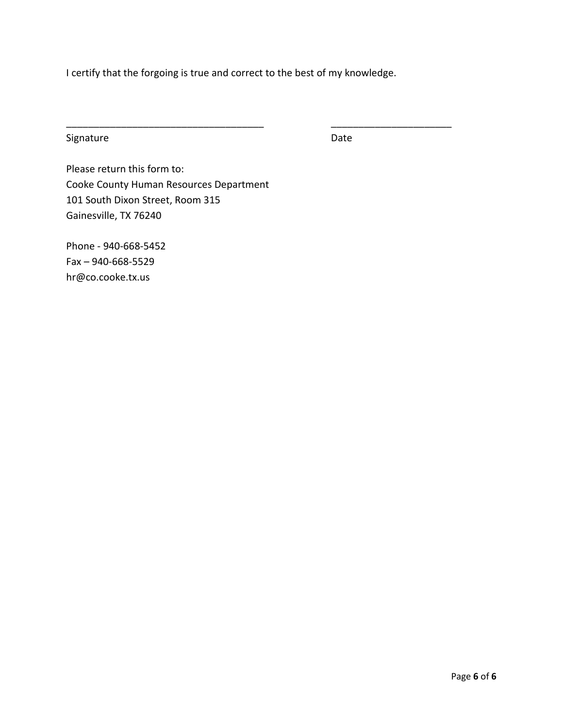I certify that the forgoing is true and correct to the best of my knowledge.

\_\_\_\_\_\_\_\_\_\_\_\_\_\_\_\_\_\_\_\_\_\_\_\_\_\_\_\_\_\_\_\_\_\_\_\_ \_\_\_\_\_\_\_\_\_\_\_\_\_\_\_\_\_\_\_\_\_\_

Signature Date

Please return this form to:  
Cooke County Human Resources Department  
101 South Dixon Street, Room 315  
Gainesville, TX 76240

Phone - 940-668-5452  
Fax – 940-668-5529  
hr@co.cooke.tx.us